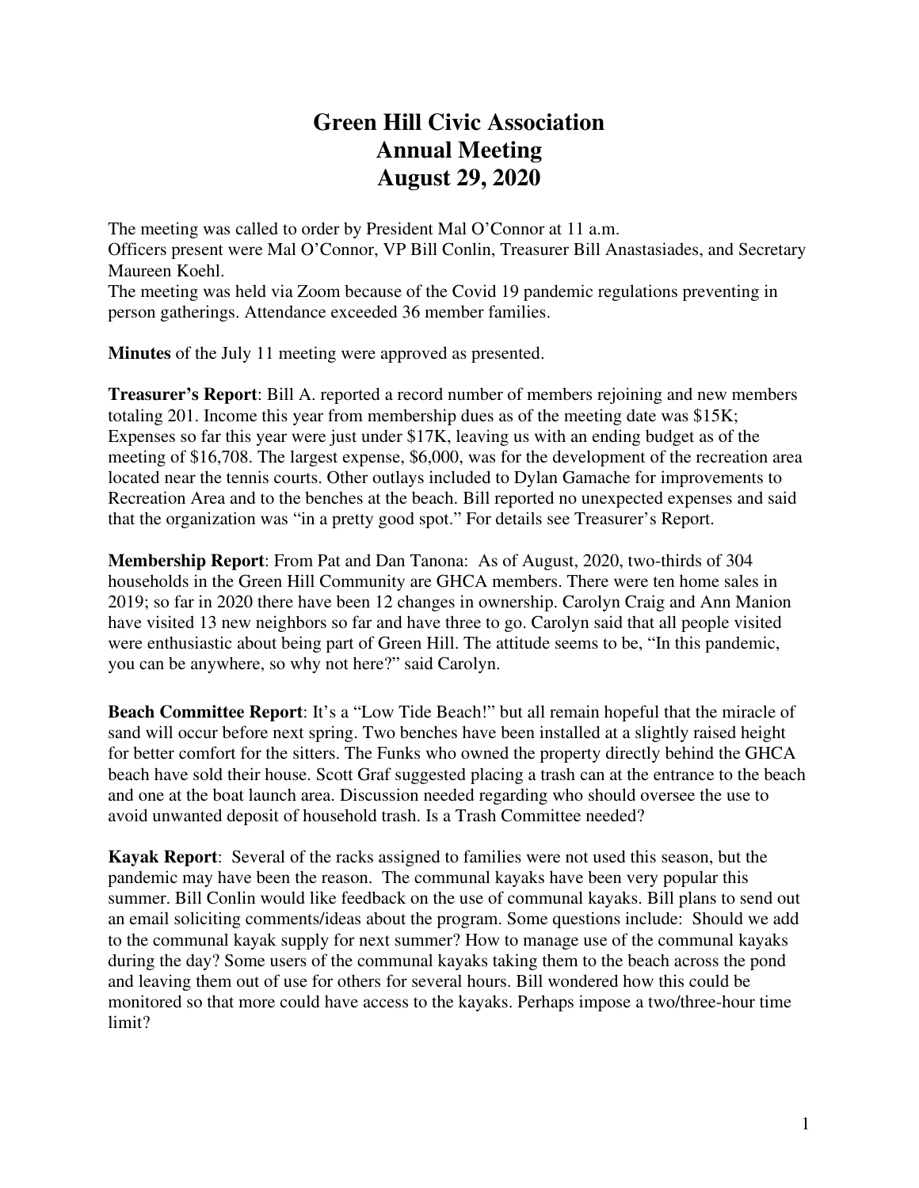# Green Hill Civic Association
# Annual Meeting
# August 29, 2020

The meeting was called to order by President Mal O'Connor at 11 a.m.
Officers present were Mal O'Connor, VP Bill Conlin, Treasurer Bill Anastasiades, and Secretary Maureen Koehl.
The meeting was held via Zoom because of the Covid 19 pandemic regulations preventing in person gatherings. Attendance exceeded 36 member families.

**Minutes** of the July 11 meeting were approved as presented.

**Treasurer's Report**: Bill A. reported a record number of members rejoining and new members totaling 201. Income this year from membership dues as of the meeting date was $15K; Expenses so far this year were just under $17K, leaving us with an ending budget as of the meeting of $16,708. The largest expense, $6,000, was for the development of the recreation area located near the tennis courts. Other outlays included to Dylan Gamache for improvements to Recreation Area and to the benches at the beach. Bill reported no unexpected expenses and said that the organization was "in a pretty good spot." For details see Treasurer's Report.

**Membership Report**: From Pat and Dan Tanona: As of August, 2020, two-thirds of 304 households in the Green Hill Community are GHCA members. There were ten home sales in 2019; so far in 2020 there have been 12 changes in ownership. Carolyn Craig and Ann Manion have visited 13 new neighbors so far and have three to go. Carolyn said that all people visited were enthusiastic about being part of Green Hill. The attitude seems to be, "In this pandemic, you can be anywhere, so why not here?" said Carolyn.

**Beach Committee Report**: It's a "Low Tide Beach!" but all remain hopeful that the miracle of sand will occur before next spring. Two benches have been installed at a slightly raised height for better comfort for the sitters. The Funks who owned the property directly behind the GHCA beach have sold their house. Scott Graf suggested placing a trash can at the entrance to the beach and one at the boat launch area. Discussion needed regarding who should oversee the use to avoid unwanted deposit of household trash. Is a Trash Committee needed?

**Kayak Report**: Several of the racks assigned to families were not used this season, but the pandemic may have been the reason. The communal kayaks have been very popular this summer. Bill Conlin would like feedback on the use of communal kayaks. Bill plans to send out an email soliciting comments/ideas about the program. Some questions include: Should we add to the communal kayak supply for next summer? How to manage use of the communal kayaks during the day? Some users of the communal kayaks taking them to the beach across the pond and leaving them out of use for others for several hours. Bill wondered how this could be monitored so that more could have access to the kayaks. Perhaps impose a two/three-hour time limit?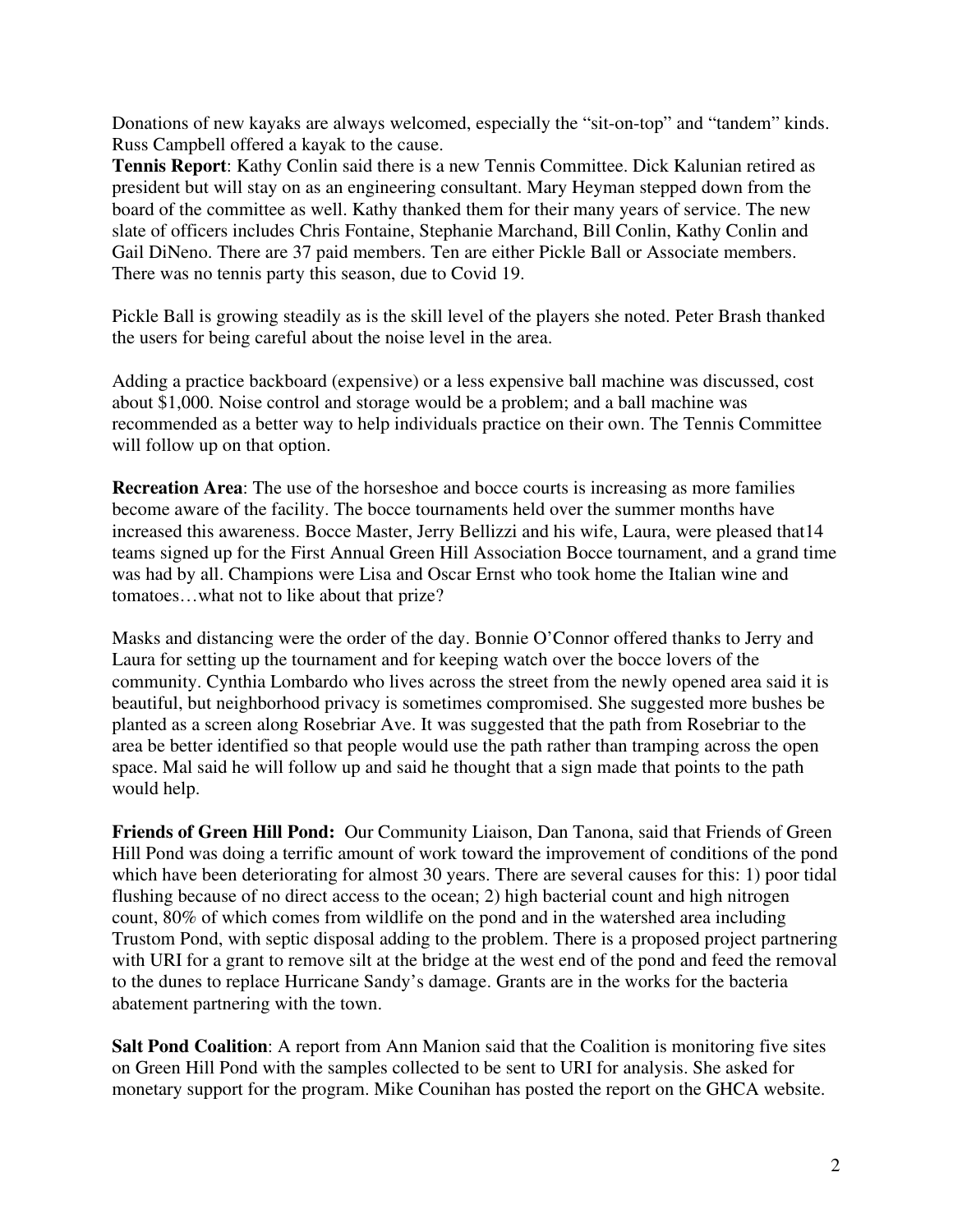Donations of new kayaks are always welcomed, especially the "sit-on-top" and "tandem" kinds. Russ Campbell offered a kayak to the cause.

**Tennis Report**: Kathy Conlin said there is a new Tennis Committee. Dick Kalunian retired as president but will stay on as an engineering consultant. Mary Heyman stepped down from the board of the committee as well. Kathy thanked them for their many years of service. The new slate of officers includes Chris Fontaine, Stephanie Marchand, Bill Conlin, Kathy Conlin and Gail DiNeno. There are 37 paid members. Ten are either Pickle Ball or Associate members. There was no tennis party this season, due to Covid 19.

Pickle Ball is growing steadily as is the skill level of the players she noted. Peter Brash thanked the users for being careful about the noise level in the area.

Adding a practice backboard (expensive) or a less expensive ball machine was discussed, cost about $1,000. Noise control and storage would be a problem; and a ball machine was recommended as a better way to help individuals practice on their own. The Tennis Committee will follow up on that option.

**Recreation Area**: The use of the horseshoe and bocce courts is increasing as more families become aware of the facility. The bocce tournaments held over the summer months have increased this awareness. Bocce Master, Jerry Bellizzi and his wife, Laura, were pleased that14 teams signed up for the First Annual Green Hill Association Bocce tournament, and a grand time was had by all. Champions were Lisa and Oscar Ernst who took home the Italian wine and tomatoes…what not to like about that prize?

Masks and distancing were the order of the day. Bonnie O'Connor offered thanks to Jerry and Laura for setting up the tournament and for keeping watch over the bocce lovers of the community. Cynthia Lombardo who lives across the street from the newly opened area said it is beautiful, but neighborhood privacy is sometimes compromised. She suggested more bushes be planted as a screen along Rosebriar Ave. It was suggested that the path from Rosebriar to the area be better identified so that people would use the path rather than tramping across the open space. Mal said he will follow up and said he thought that a sign made that points to the path would help.

**Friends of Green Hill Pond:** Our Community Liaison, Dan Tanona, said that Friends of Green Hill Pond was doing a terrific amount of work toward the improvement of conditions of the pond which have been deteriorating for almost 30 years. There are several causes for this: 1) poor tidal flushing because of no direct access to the ocean; 2) high bacterial count and high nitrogen count, 80% of which comes from wildlife on the pond and in the watershed area including Trustom Pond, with septic disposal adding to the problem. There is a proposed project partnering with URI for a grant to remove silt at the bridge at the west end of the pond and feed the removal to the dunes to replace Hurricane Sandy's damage. Grants are in the works for the bacteria abatement partnering with the town.

**Salt Pond Coalition**: A report from Ann Manion said that the Coalition is monitoring five sites on Green Hill Pond with the samples collected to be sent to URI for analysis. She asked for monetary support for the program. Mike Counihan has posted the report on the GHCA website.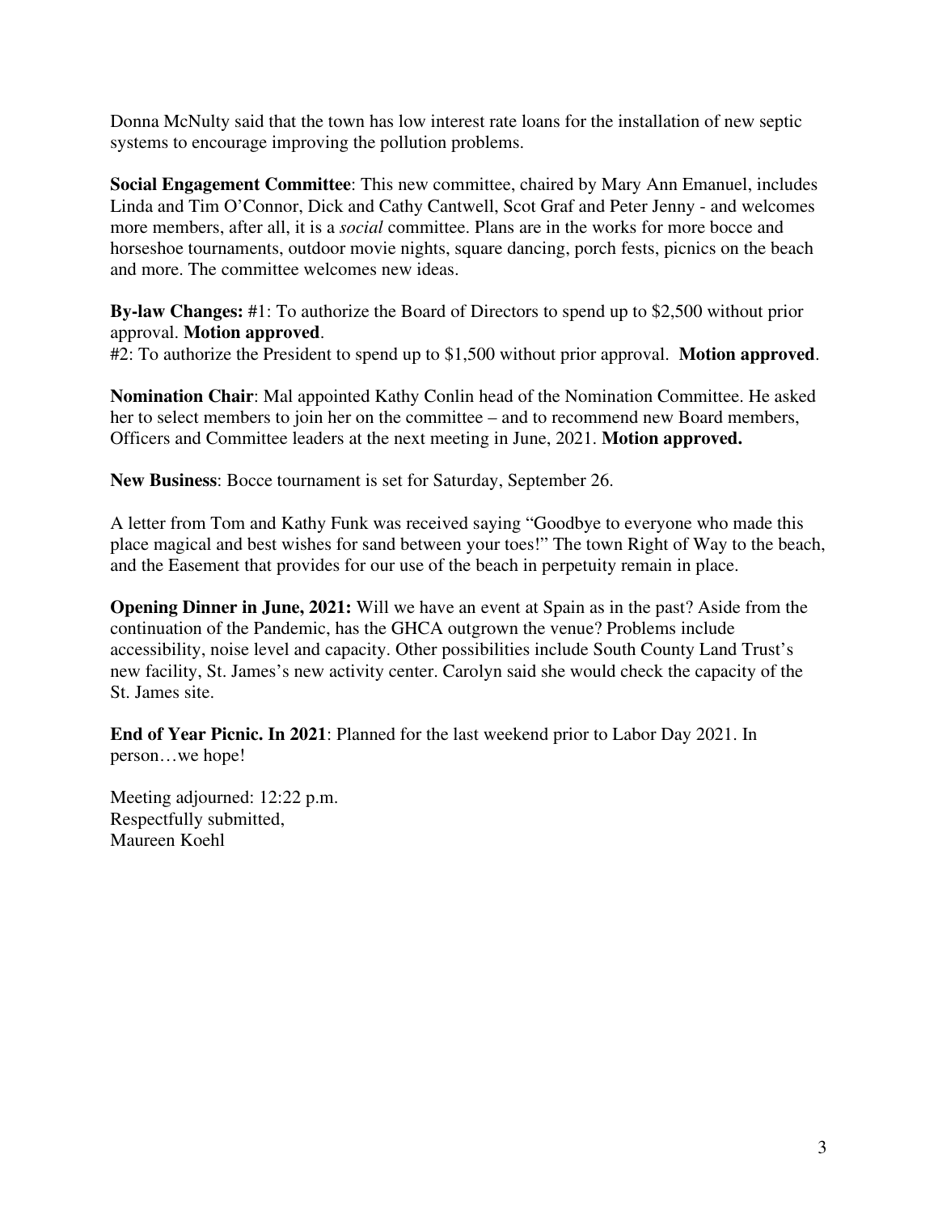Donna McNulty said that the town has low interest rate loans for the installation of new septic systems to encourage improving the pollution problems.

**Social Engagement Committee**: This new committee, chaired by Mary Ann Emanuel, includes Linda and Tim O'Connor, Dick and Cathy Cantwell, Scot Graf and Peter Jenny - and welcomes more members, after all, it is a *social* committee. Plans are in the works for more bocce and horseshoe tournaments, outdoor movie nights, square dancing, porch fests, picnics on the beach and more. The committee welcomes new ideas.

**By-law Changes:** #1: To authorize the Board of Directors to spend up to $2,500 without prior approval. **Motion approved**.
#2: To authorize the President to spend up to $1,500 without prior approval. **Motion approved**.

**Nomination Chair**: Mal appointed Kathy Conlin head of the Nomination Committee. He asked her to select members to join her on the committee – and to recommend new Board members, Officers and Committee leaders at the next meeting in June, 2021. **Motion approved.**

**New Business**: Bocce tournament is set for Saturday, September 26.

A letter from Tom and Kathy Funk was received saying "Goodbye to everyone who made this place magical and best wishes for sand between your toes!" The town Right of Way to the beach, and the Easement that provides for our use of the beach in perpetuity remain in place.

**Opening Dinner in June, 2021:** Will we have an event at Spain as in the past? Aside from the continuation of the Pandemic, has the GHCA outgrown the venue? Problems include accessibility, noise level and capacity. Other possibilities include South County Land Trust's new facility, St. James's new activity center. Carolyn said she would check the capacity of the St. James site.

**End of Year Picnic. In 2021**: Planned for the last weekend prior to Labor Day 2021. In person…we hope!

Meeting adjourned: 12:22 p.m.
Respectfully submitted,
Maureen Koehl